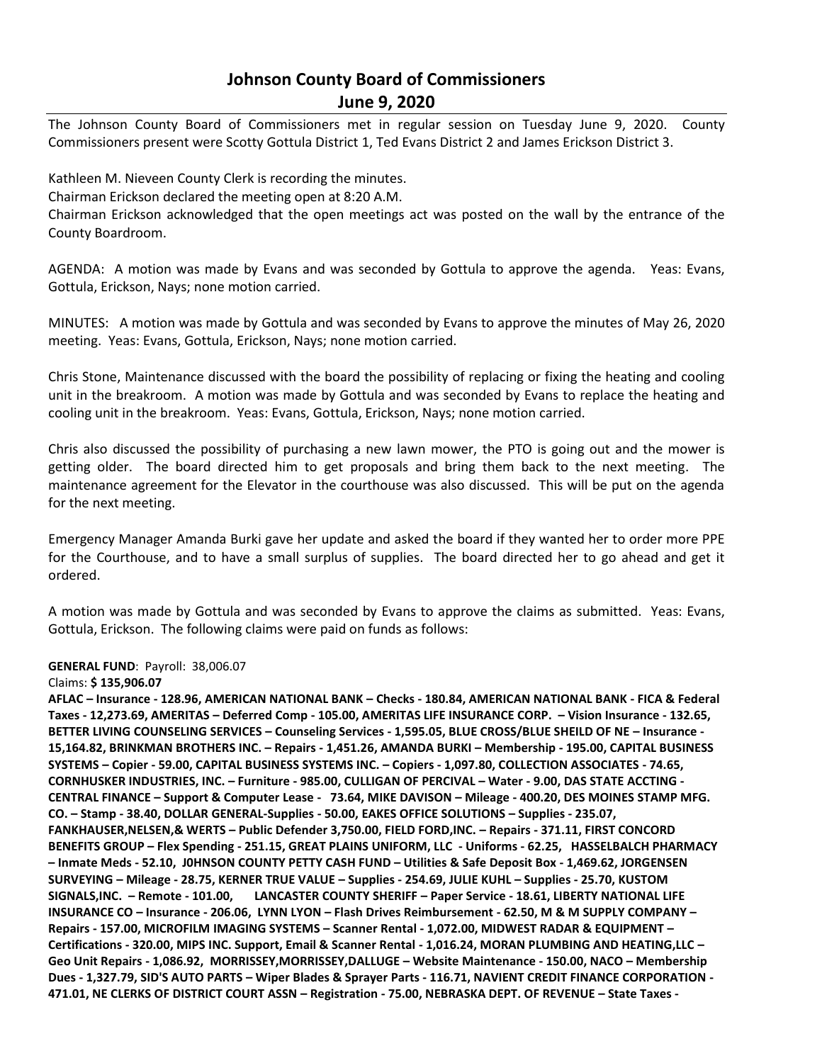# Johnson County Board of Commissioners
## June 9, 2020

The Johnson County Board of Commissioners met in regular session on Tuesday June 9, 2020. County Commissioners present were Scotty Gottula District 1, Ted Evans District 2 and James Erickson District 3.

Kathleen M. Nieveen County Clerk is recording the minutes.
Chairman Erickson declared the meeting open at 8:20 A.M.
Chairman Erickson acknowledged that the open meetings act was posted on the wall by the entrance of the County Boardroom.

AGENDA: A motion was made by Evans and was seconded by Gottula to approve the agenda. Yeas: Evans, Gottula, Erickson, Nays; none motion carried.

MINUTES: A motion was made by Gottula and was seconded by Evans to approve the minutes of May 26, 2020 meeting. Yeas: Evans, Gottula, Erickson, Nays; none motion carried.

Chris Stone, Maintenance discussed with the board the possibility of replacing or fixing the heating and cooling unit in the breakroom. A motion was made by Gottula and was seconded by Evans to replace the heating and cooling unit in the breakroom. Yeas: Evans, Gottula, Erickson, Nays; none motion carried.

Chris also discussed the possibility of purchasing a new lawn mower, the PTO is going out and the mower is getting older. The board directed him to get proposals and bring them back to the next meeting. The maintenance agreement for the Elevator in the courthouse was also discussed. This will be put on the agenda for the next meeting.

Emergency Manager Amanda Burki gave her update and asked the board if they wanted her to order more PPE for the Courthouse, and to have a small surplus of supplies. The board directed her to go ahead and get it ordered.

A motion was made by Gottula and was seconded by Evans to approve the claims as submitted. Yeas: Evans, Gottula, Erickson. The following claims were paid on funds as follows:

**GENERAL FUND**: Payroll: 38,006.07
Claims: **$ 135,906.07**

**AFLAC – Insurance - 128.96, AMERICAN NATIONAL BANK – Checks - 180.84, AMERICAN NATIONAL BANK - FICA & Federal Taxes - 12,273.69, AMERITAS – Deferred Comp - 105.00, AMERITAS LIFE INSURANCE CORP. – Vision Insurance - 132.65, BETTER LIVING COUNSELING SERVICES – Counseling Services - 1,595.05, BLUE CROSS/BLUE SHEILD OF NE – Insurance - 15,164.82, BRINKMAN BROTHERS INC. – Repairs - 1,451.26, AMANDA BURKI – Membership - 195.00, CAPITAL BUSINESS SYSTEMS – Copier - 59.00, CAPITAL BUSINESS SYSTEMS INC. – Copiers - 1,097.80, COLLECTION ASSOCIATES - 74.65, CORNHUSKER INDUSTRIES, INC. – Furniture - 985.00, CULLIGAN OF PERCIVAL – Water - 9.00, DAS STATE ACCTING - CENTRAL FINANCE – Support & Computer Lease - 73.64, MIKE DAVISON – Mileage - 400.20, DES MOINES STAMP MFG. CO. – Stamp - 38.40, DOLLAR GENERAL-Supplies - 50.00, EAKES OFFICE SOLUTIONS – Supplies - 235.07, FANKHAUSER,NELSEN,& WERTS – Public Defender 3,750.00, FIELD FORD,INC. – Repairs - 371.11, FIRST CONCORD BENEFITS GROUP – Flex Spending - 251.15, GREAT PLAINS UNIFORM, LLC - Uniforms - 62.25, HASSELBALCH PHARMACY – Inmate Meds - 52.10, J0HNSON COUNTY PETTY CASH FUND – Utilities & Safe Deposit Box - 1,469.62, JORGENSEN SURVEYING – Mileage - 28.75, KERNER TRUE VALUE – Supplies - 254.69, JULIE KUHL – Supplies - 25.70, KUSTOM SIGNALS,INC. – Remote - 101.00, LANCASTER COUNTY SHERIFF – Paper Service - 18.61, LIBERTY NATIONAL LIFE INSURANCE CO – Insurance - 206.06, LYNN LYON – Flash Drives Reimbursement - 62.50, M & M SUPPLY COMPANY – Repairs - 157.00, MICROFILM IMAGING SYSTEMS – Scanner Rental - 1,072.00, MIDWEST RADAR & EQUIPMENT – Certifications - 320.00, MIPS INC. Support, Email & Scanner Rental - 1,016.24, MORAN PLUMBING AND HEATING,LLC – Geo Unit Repairs - 1,086.92, MORRISSEY,MORRISSEY,DALLUGE – Website Maintenance - 150.00, NACO – Membership Dues - 1,327.79, SID'S AUTO PARTS – Wiper Blades & Sprayer Parts - 116.71, NAVIENT CREDIT FINANCE CORPORATION - 471.01, NE CLERKS OF DISTRICT COURT ASSN – Registration - 75.00, NEBRASKA DEPT. OF REVENUE – State Taxes -**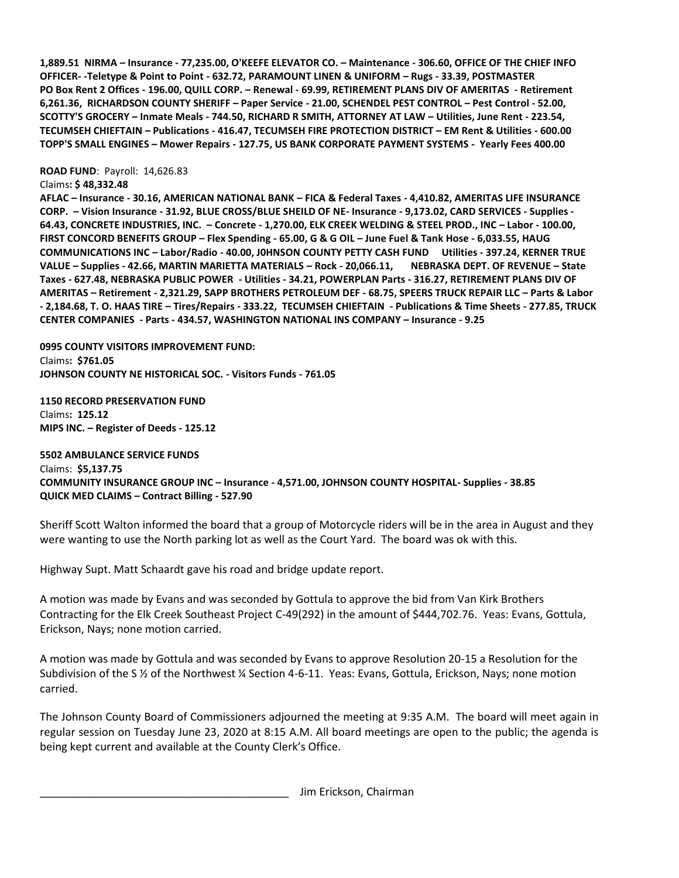**1,889.51 NIRMA – Insurance - 77,235.00, O'KEEFE ELEVATOR CO. – Maintenance - 306.60, OFFICE OF THE CHIEF INFO OFFICER- -Teletype & Point to Point - 632.72, PARAMOUNT LINEN & UNIFORM – Rugs - 33.39, POSTMASTER PO Box Rent 2 Offices - 196.00, QUILL CORP. – Renewal - 69.99, RETIREMENT PLANS DIV OF AMERITAS - Retirement 6,261.36, RICHARDSON COUNTY SHERIFF – Paper Service - 21.00, SCHENDEL PEST CONTROL – Pest Control - 52.00, SCOTTY'S GROCERY – Inmate Meals - 744.50, RICHARD R SMITH, ATTORNEY AT LAW – Utilities, June Rent - 223.54, TECUMSEH CHIEFTAIN – Publications - 416.47, TECUMSEH FIRE PROTECTION DISTRICT – EM Rent & Utilities - 600.00 TOPP'S SMALL ENGINES – Mower Repairs - 127.75, US BANK CORPORATE PAYMENT SYSTEMS - Yearly Fees 400.00**

**ROAD FUND**: Payroll: 14,626.83
Claims**: $ 48,332.48**
**AFLAC – Insurance - 30.16, AMERICAN NATIONAL BANK – FICA & Federal Taxes - 4,410.82, AMERITAS LIFE INSURANCE CORP. – Vision Insurance - 31.92, BLUE CROSS/BLUE SHEILD OF NE- Insurance - 9,173.02, CARD SERVICES - Supplies - 64.43, CONCRETE INDUSTRIES, INC. – Concrete - 1,270.00, ELK CREEK WELDING & STEEL PROD., INC – Labor - 100.00, FIRST CONCORD BENEFITS GROUP – Flex Spending - 65.00, G & G OIL – June Fuel & Tank Hose - 6,033.55, HAUG COMMUNICATIONS INC – Labor/Radio - 40.00, J0HNSON COUNTY PETTY CASH FUND Utilities - 397.24, KERNER TRUE VALUE – Supplies - 42.66, MARTIN MARIETTA MATERIALS – Rock - 20,066.11, NEBRASKA DEPT. OF REVENUE – State Taxes - 627.48, NEBRASKA PUBLIC POWER - Utilities - 34.21, POWERPLAN Parts - 316.27, RETIREMENT PLANS DIV OF AMERITAS – Retirement - 2,321.29, SAPP BROTHERS PETROLEUM DEF - 68.75, SPEERS TRUCK REPAIR LLC – Parts & Labor - 2,184.68, T. O. HAAS TIRE – Tires/Repairs - 333.22, TECUMSEH CHIEFTAIN - Publications & Time Sheets - 277.85, TRUCK CENTER COMPANIES - Parts - 434.57, WASHINGTON NATIONAL INS COMPANY – Insurance - 9.25**

**0995 COUNTY VISITORS IMPROVEMENT FUND:**
Claims**: $761.05**
**JOHNSON COUNTY NE HISTORICAL SOC. - Visitors Funds - 761.05**

**1150 RECORD PRESERVATION FUND**
Claims**: 125.12**
**MIPS INC. – Register of Deeds - 125.12**

**5502 AMBULANCE SERVICE FUNDS**
Claims: **$5,137.75**
**COMMUNITY INSURANCE GROUP INC – Insurance - 4,571.00, JOHNSON COUNTY HOSPITAL- Supplies - 38.85 QUICK MED CLAIMS – Contract Billing - 527.90**

Sheriff Scott Walton informed the board that a group of Motorcycle riders will be in the area in August and they were wanting to use the North parking lot as well as the Court Yard. The board was ok with this.

Highway Supt. Matt Schaardt gave his road and bridge update report.

A motion was made by Evans and was seconded by Gottula to approve the bid from Van Kirk Brothers Contracting for the Elk Creek Southeast Project C-49(292) in the amount of $444,702.76. Yeas: Evans, Gottula, Erickson, Nays; none motion carried.

A motion was made by Gottula and was seconded by Evans to approve Resolution 20-15 a Resolution for the Subdivision of the S ½ of the Northwest ¼ Section 4-6-11. Yeas: Evans, Gottula, Erickson, Nays; none motion carried.

The Johnson County Board of Commissioners adjourned the meeting at 9:35 A.M. The board will meet again in regular session on Tuesday June 23, 2020 at 8:15 A.M. All board meetings are open to the public; the agenda is being kept current and available at the County Clerk's Office.

\_\_\_\_\_\_\_\_\_\_\_\_\_\_\_\_\_\_\_\_\_\_\_\_\_\_\_\_\_\_\_\_\_\_\_\_\_\_\_\_\_\_ Jim Erickson, Chairman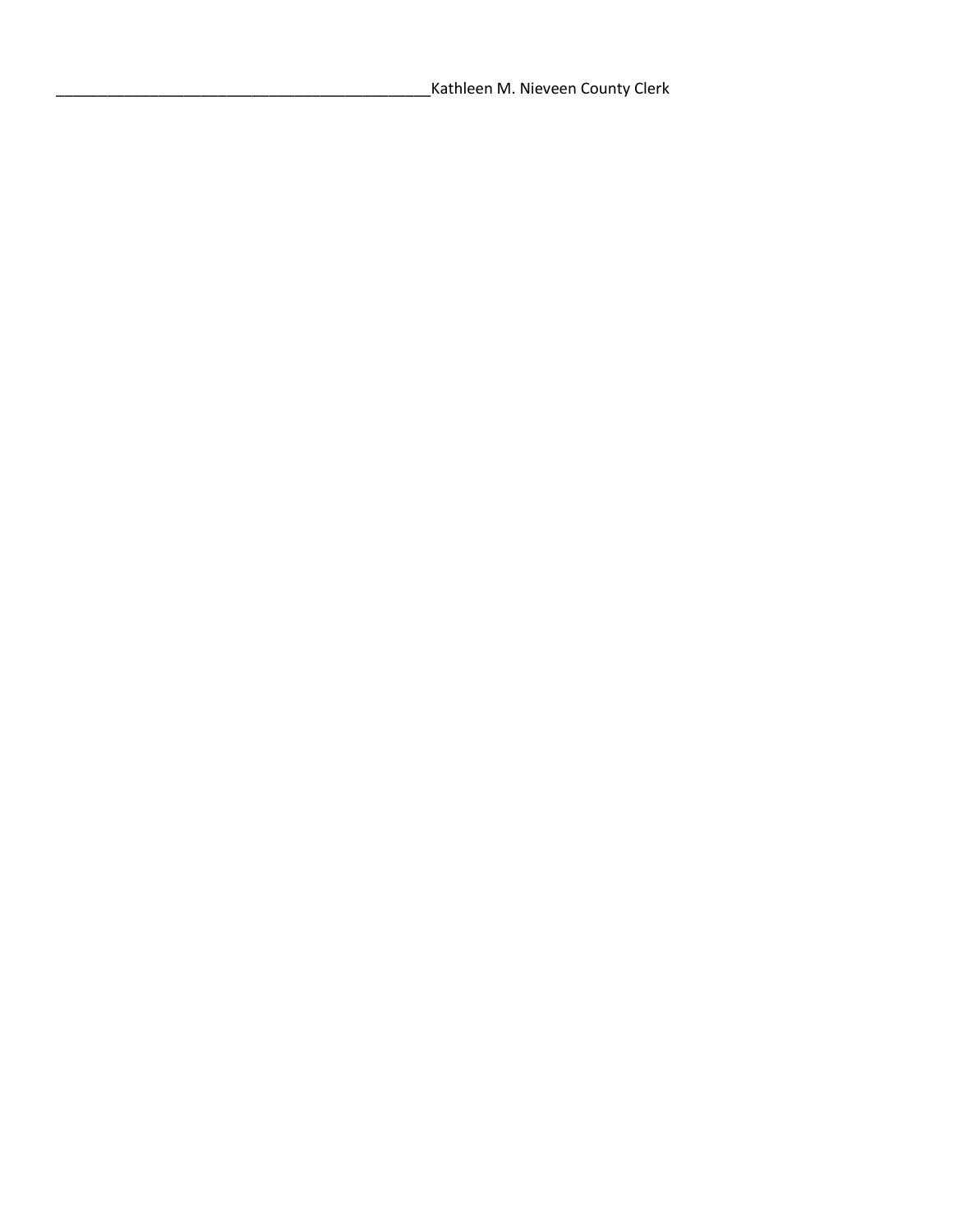_____________________________________________Kathleen M. Nieveen County Clerk